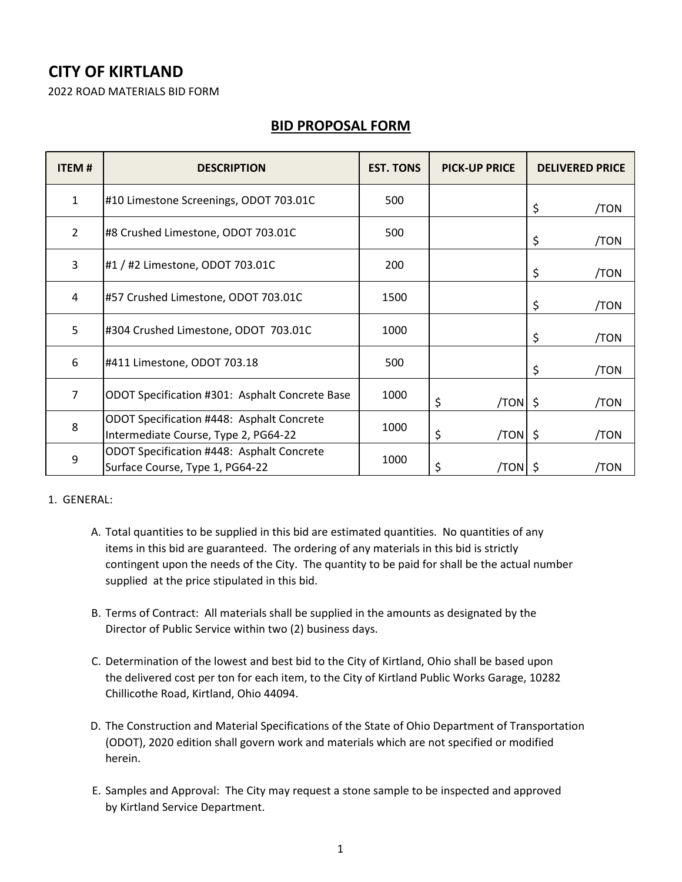# CITY OF KIRTLAND

2022 ROAD MATERIALS BID FORM

## BID PROPOSAL FORM

| ITEM # | DESCRIPTION | EST. TONS | PICK-UP PRICE | DELIVERED PRICE |
|---|---|---|---|---|
| 1 | #10 Limestone Screenings, ODOT 703.01C | 500 | | $ /TON |
| 2 | #8 Crushed Limestone, ODOT 703.01C | 500 | | $ /TON |
| 3 | #1 / #2 Limestone, ODOT 703.01C | 200 | | $ /TON |
| 4 | #57 Crushed Limestone, ODOT 703.01C | 1500 | | $ /TON |
| 5 | #304 Crushed Limestone, ODOT 703.01C | 1000 | | $ /TON |
| 6 | #411 Limestone, ODOT 703.18 | 500 | | $ /TON |
| 7 | ODOT Specification #301: Asphalt Concrete Base | 1000 | $ /TON | $ /TON |
| 8 | ODOT Specification #448: Asphalt Concrete Intermediate Course, Type 2, PG64-22 | 1000 | $ /TON | $ /TON |
| 9 | ODOT Specification #448: Asphalt Concrete Surface Course, Type 1, PG64-22 | 1000 | $ /TON | $ /TON |

1. GENERAL:

   A. Total quantities to be supplied in this bid are estimated quantities. No quantities of any items in this bid are guaranteed. The ordering of any materials in this bid is strictly contingent upon the needs of the City. The quantity to be paid for shall be the actual number supplied at the price stipulated in this bid.

   B. Terms of Contract: All materials shall be supplied in the amounts as designated by the Director of Public Service within two (2) business days.

   C. Determination of the lowest and best bid to the City of Kirtland, Ohio shall be based upon the delivered cost per ton for each item, to the City of Kirtland Public Works Garage, 10282 Chillicothe Road, Kirtland, Ohio 44094.

   D. The Construction and Material Specifications of the State of Ohio Department of Transportation (ODOT), 2020 edition shall govern work and materials which are not specified or modified herein.

   E. Samples and Approval: The City may request a stone sample to be inspected and approved by Kirtland Service Department.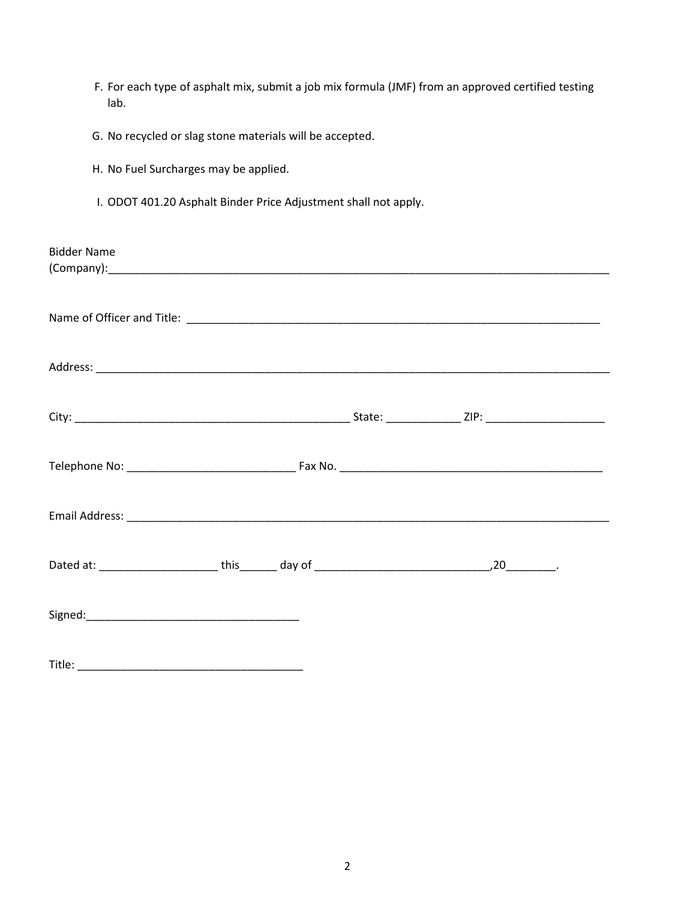F. For each type of asphalt mix, submit a job mix formula (JMF) from an approved certified testing lab.

G. No recycled or slag stone materials will be accepted.

H. No Fuel Surcharges may be applied.

I. ODOT 401.20 Asphalt Binder Price Adjustment shall not apply.

Bidder Name (Company):_______________________________________________________________________________

Name of Officer and Title: _________________________________________________________________

Address: _______________________________________________________________________________

City: _________________________________________ State: ___________ ZIP: __________________

Telephone No: __________________________ Fax No. ________________________________________

Email Address: __________________________________________________________________________

Dated at: __________________ this______ day of ___________________________,20________.

Signed:_________________________________

Title: __________________________________